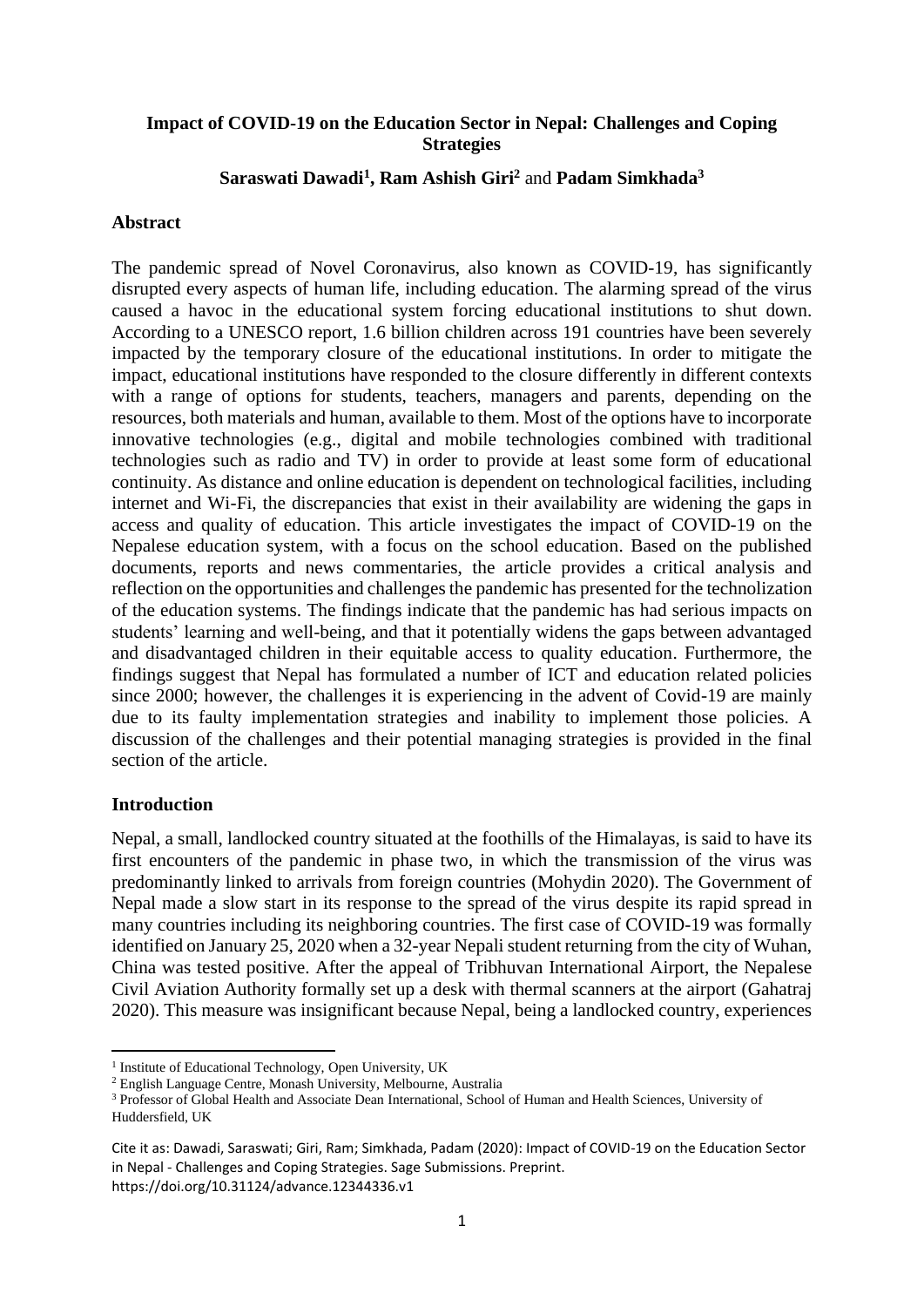# Impact of COVID-19 on the Education Sector in Nepal: Challenges and Coping Strategies

**Saraswati Dawadi[1], Ram Ashish Giri[2]** and **Padam Simkhada[3]**

## Abstract

The pandemic spread of Novel Coronavirus, also known as COVID-19, has significantly disrupted every aspects of human life, including education. The alarming spread of the virus caused a havoc in the educational system forcing educational institutions to shut down. According to a UNESCO report, 1.6 billion children across 191 countries have been severely impacted by the temporary closure of the educational institutions. In order to mitigate the impact, educational institutions have responded to the closure differently in different contexts with a range of options for students, teachers, managers and parents, depending on the resources, both materials and human, available to them. Most of the options have to incorporate innovative technologies (e.g., digital and mobile technologies combined with traditional technologies such as radio and TV) in order to provide at least some form of educational continuity. As distance and online education is dependent on technological facilities, including internet and Wi-Fi, the discrepancies that exist in their availability are widening the gaps in access and quality of education. This article investigates the impact of COVID-19 on the Nepalese education system, with a focus on the school education. Based on the published documents, reports and news commentaries, the article provides a critical analysis and reflection on the opportunities and challenges the pandemic has presented for the technolization of the education systems. The findings indicate that the pandemic has had serious impacts on students' learning and well-being, and that it potentially widens the gaps between advantaged and disadvantaged children in their equitable access to quality education. Furthermore, the findings suggest that Nepal has formulated a number of ICT and education related policies since 2000; however, the challenges it is experiencing in the advent of Covid-19 are mainly due to its faulty implementation strategies and inability to implement those policies. A discussion of the challenges and their potential managing strategies is provided in the final section of the article.

## Introduction

Nepal, a small, landlocked country situated at the foothills of the Himalayas, is said to have its first encounters of the pandemic in phase two, in which the transmission of the virus was predominantly linked to arrivals from foreign countries (Mohydin 2020). The Government of Nepal made a slow start in its response to the spread of the virus despite its rapid spread in many countries including its neighboring countries. The first case of COVID-19 was formally identified on January 25, 2020 when a 32-year Nepali student returning from the city of Wuhan, China was tested positive. After the appeal of Tribhuvan International Airport, the Nepalese Civil Aviation Authority formally set up a desk with thermal scanners at the airport (Gahatraj 2020). This measure was insignificant because Nepal, being a landlocked country, experiences

---

[1] Institute of Educational Technology, Open University, UK

[2] English Language Centre, Monash University, Melbourne, Australia

[3] Professor of Global Health and Associate Dean International, School of Human and Health Sciences, University of Huddersfield, UK

Cite it as: Dawadi, Saraswati; Giri, Ram; Simkhada, Padam (2020): Impact of COVID-19 on the Education Sector in Nepal - Challenges and Coping Strategies. Sage Submissions. Preprint. https://doi.org/10.31124/advance.12344336.v1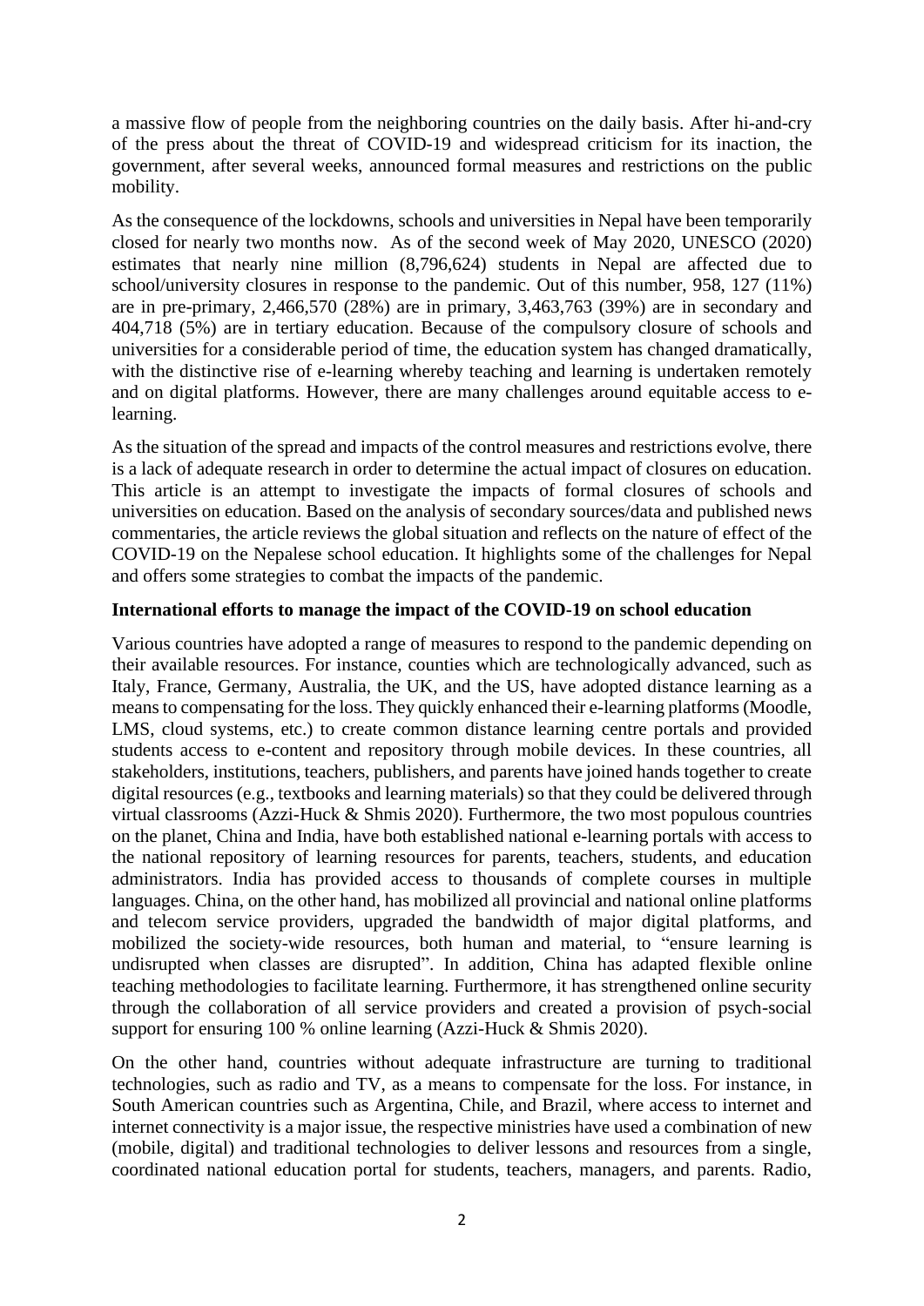a massive flow of people from the neighboring countries on the daily basis. After hi-and-cry of the press about the threat of COVID-19 and widespread criticism for its inaction, the government, after several weeks, announced formal measures and restrictions on the public mobility.

As the consequence of the lockdowns, schools and universities in Nepal have been temporarily closed for nearly two months now. As of the second week of May 2020, UNESCO (2020) estimates that nearly nine million (8,796,624) students in Nepal are affected due to school/university closures in response to the pandemic. Out of this number, 958, 127 (11%) are in pre-primary, 2,466,570 (28%) are in primary, 3,463,763 (39%) are in secondary and 404,718 (5%) are in tertiary education. Because of the compulsory closure of schools and universities for a considerable period of time, the education system has changed dramatically, with the distinctive rise of e-learning whereby teaching and learning is undertaken remotely and on digital platforms. However, there are many challenges around equitable access to e-learning.

As the situation of the spread and impacts of the control measures and restrictions evolve, there is a lack of adequate research in order to determine the actual impact of closures on education. This article is an attempt to investigate the impacts of formal closures of schools and universities on education. Based on the analysis of secondary sources/data and published news commentaries, the article reviews the global situation and reflects on the nature of effect of the COVID-19 on the Nepalese school education. It highlights some of the challenges for Nepal and offers some strategies to combat the impacts of the pandemic.

**International efforts to manage the impact of the COVID-19 on school education**

Various countries have adopted a range of measures to respond to the pandemic depending on their available resources. For instance, counties which are technologically advanced, such as Italy, France, Germany, Australia, the UK, and the US, have adopted distance learning as a means to compensating for the loss. They quickly enhanced their e-learning platforms (Moodle, LMS, cloud systems, etc.) to create common distance learning centre portals and provided students access to e-content and repository through mobile devices. In these countries, all stakeholders, institutions, teachers, publishers, and parents have joined hands together to create digital resources (e.g., textbooks and learning materials) so that they could be delivered through virtual classrooms (Azzi-Huck & Shmis 2020). Furthermore, the two most populous countries on the planet, China and India, have both established national e-learning portals with access to the national repository of learning resources for parents, teachers, students, and education administrators. India has provided access to thousands of complete courses in multiple languages. China, on the other hand, has mobilized all provincial and national online platforms and telecom service providers, upgraded the bandwidth of major digital platforms, and mobilized the society-wide resources, both human and material, to "ensure learning is undisrupted when classes are disrupted". In addition, China has adapted flexible online teaching methodologies to facilitate learning. Furthermore, it has strengthened online security through the collaboration of all service providers and created a provision of psych-social support for ensuring 100 % online learning (Azzi-Huck & Shmis 2020).

On the other hand, countries without adequate infrastructure are turning to traditional technologies, such as radio and TV, as a means to compensate for the loss. For instance, in South American countries such as Argentina, Chile, and Brazil, where access to internet and internet connectivity is a major issue, the respective ministries have used a combination of new (mobile, digital) and traditional technologies to deliver lessons and resources from a single, coordinated national education portal for students, teachers, managers, and parents. Radio,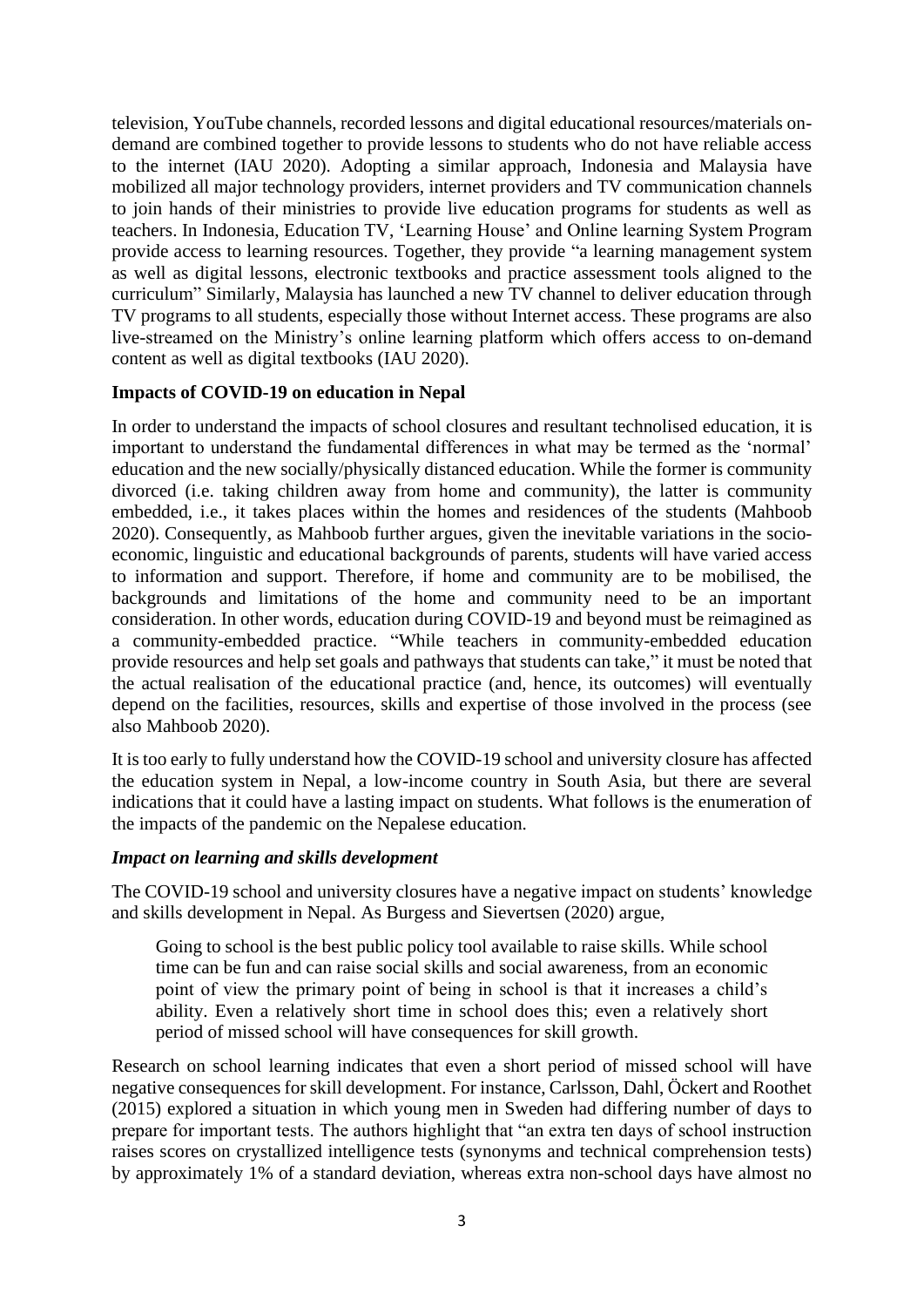television, YouTube channels, recorded lessons and digital educational resources/materials on-demand are combined together to provide lessons to students who do not have reliable access to the internet (IAU 2020). Adopting a similar approach, Indonesia and Malaysia have mobilized all major technology providers, internet providers and TV communication channels to join hands of their ministries to provide live education programs for students as well as teachers. In Indonesia, Education TV, 'Learning House' and Online learning System Program provide access to learning resources. Together, they provide "a learning management system as well as digital lessons, electronic textbooks and practice assessment tools aligned to the curriculum" Similarly, Malaysia has launched a new TV channel to deliver education through TV programs to all students, especially those without Internet access. These programs are also live-streamed on the Ministry's online learning platform which offers access to on-demand content as well as digital textbooks (IAU 2020).

**Impacts of COVID-19 on education in Nepal**

In order to understand the impacts of school closures and resultant technolised education, it is important to understand the fundamental differences in what may be termed as the 'normal' education and the new socially/physically distanced education. While the former is community divorced (i.e. taking children away from home and community), the latter is community embedded, i.e., it takes places within the homes and residences of the students (Mahboob 2020). Consequently, as Mahboob further argues, given the inevitable variations in the socio-economic, linguistic and educational backgrounds of parents, students will have varied access to information and support. Therefore, if home and community are to be mobilised, the backgrounds and limitations of the home and community need to be an important consideration. In other words, education during COVID-19 and beyond must be reimagined as a community-embedded practice. "While teachers in community-embedded education provide resources and help set goals and pathways that students can take," it must be noted that the actual realisation of the educational practice (and, hence, its outcomes) will eventually depend on the facilities, resources, skills and expertise of those involved in the process (see also Mahboob 2020).

It is too early to fully understand how the COVID-19 school and university closure has affected the education system in Nepal, a low-income country in South Asia, but there are several indications that it could have a lasting impact on students. What follows is the enumeration of the impacts of the pandemic on the Nepalese education.

***Impact on learning and skills development***

The COVID-19 school and university closures have a negative impact on students' knowledge and skills development in Nepal. As Burgess and Sievertsen (2020) argue,

> Going to school is the best public policy tool available to raise skills. While school time can be fun and can raise social skills and social awareness, from an economic point of view the primary point of being in school is that it increases a child's ability. Even a relatively short time in school does this; even a relatively short period of missed school will have consequences for skill growth.

Research on school learning indicates that even a short period of missed school will have negative consequences for skill development. For instance, Carlsson, Dahl, Öckert and Roothet (2015) explored a situation in which young men in Sweden had differing number of days to prepare for important tests. The authors highlight that "an extra ten days of school instruction raises scores on crystallized intelligence tests (synonyms and technical comprehension tests) by approximately 1% of a standard deviation, whereas extra non-school days have almost no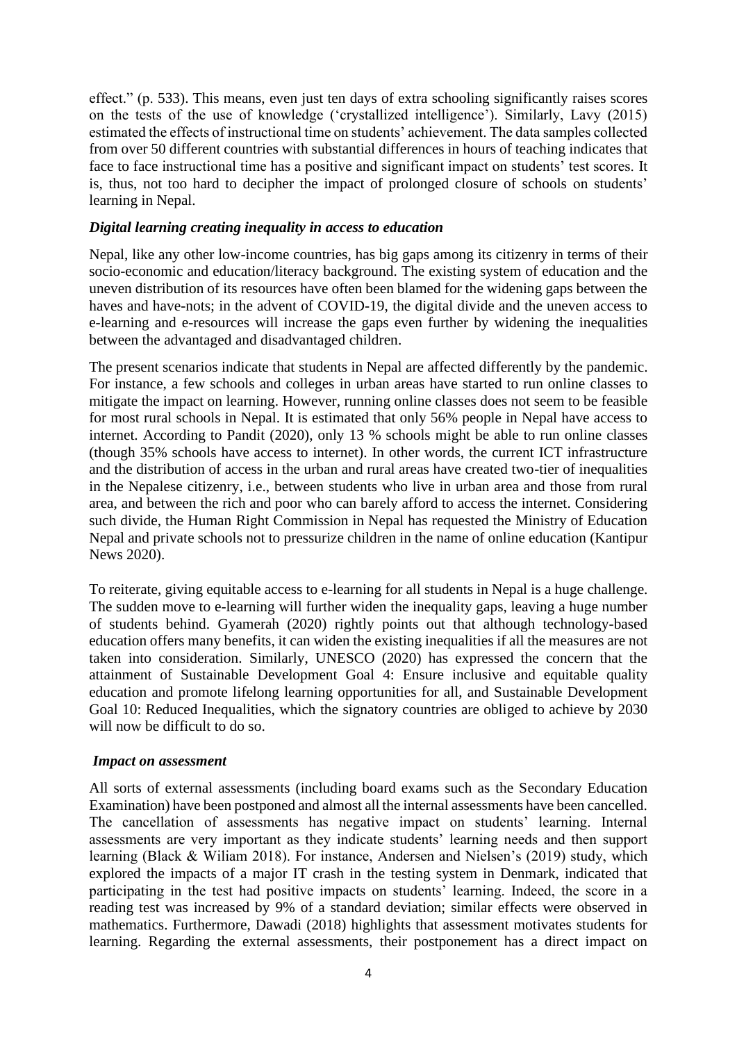effect." (p. 533). This means, even just ten days of extra schooling significantly raises scores on the tests of the use of knowledge ('crystallized intelligence'). Similarly, Lavy (2015) estimated the effects of instructional time on students' achievement. The data samples collected from over 50 different countries with substantial differences in hours of teaching indicates that face to face instructional time has a positive and significant impact on students' test scores. It is, thus, not too hard to decipher the impact of prolonged closure of schools on students' learning in Nepal.

### *Digital learning creating inequality in access to education*

Nepal, like any other low-income countries, has big gaps among its citizenry in terms of their socio-economic and education/literacy background. The existing system of education and the uneven distribution of its resources have often been blamed for the widening gaps between the haves and have-nots; in the advent of COVID-19, the digital divide and the uneven access to e-learning and e-resources will increase the gaps even further by widening the inequalities between the advantaged and disadvantaged children.

The present scenarios indicate that students in Nepal are affected differently by the pandemic. For instance, a few schools and colleges in urban areas have started to run online classes to mitigate the impact on learning. However, running online classes does not seem to be feasible for most rural schools in Nepal. It is estimated that only 56% people in Nepal have access to internet. According to Pandit (2020), only 13 % schools might be able to run online classes (though 35% schools have access to internet). In other words, the current ICT infrastructure and the distribution of access in the urban and rural areas have created two-tier of inequalities in the Nepalese citizenry, i.e., between students who live in urban area and those from rural area, and between the rich and poor who can barely afford to access the internet. Considering such divide, the Human Right Commission in Nepal has requested the Ministry of Education Nepal and private schools not to pressurize children in the name of online education (Kantipur News 2020).

To reiterate, giving equitable access to e-learning for all students in Nepal is a huge challenge. The sudden move to e-learning will further widen the inequality gaps, leaving a huge number of students behind. Gyamerah (2020) rightly points out that although technology-based education offers many benefits, it can widen the existing inequalities if all the measures are not taken into consideration. Similarly, UNESCO (2020) has expressed the concern that the attainment of Sustainable Development Goal 4: Ensure inclusive and equitable quality education and promote lifelong learning opportunities for all, and Sustainable Development Goal 10: Reduced Inequalities, which the signatory countries are obliged to achieve by 2030 will now be difficult to do so.

### *Impact on assessment*

All sorts of external assessments (including board exams such as the Secondary Education Examination) have been postponed and almost all the internal assessments have been cancelled. The cancellation of assessments has negative impact on students' learning. Internal assessments are very important as they indicate students' learning needs and then support learning (Black & Wiliam 2018). For instance, Andersen and Nielsen's (2019) study, which explored the impacts of a major IT crash in the testing system in Denmark, indicated that participating in the test had positive impacts on students' learning. Indeed, the score in a reading test was increased by 9% of a standard deviation; similar effects were observed in mathematics. Furthermore, Dawadi (2018) highlights that assessment motivates students for learning. Regarding the external assessments, their postponement has a direct impact on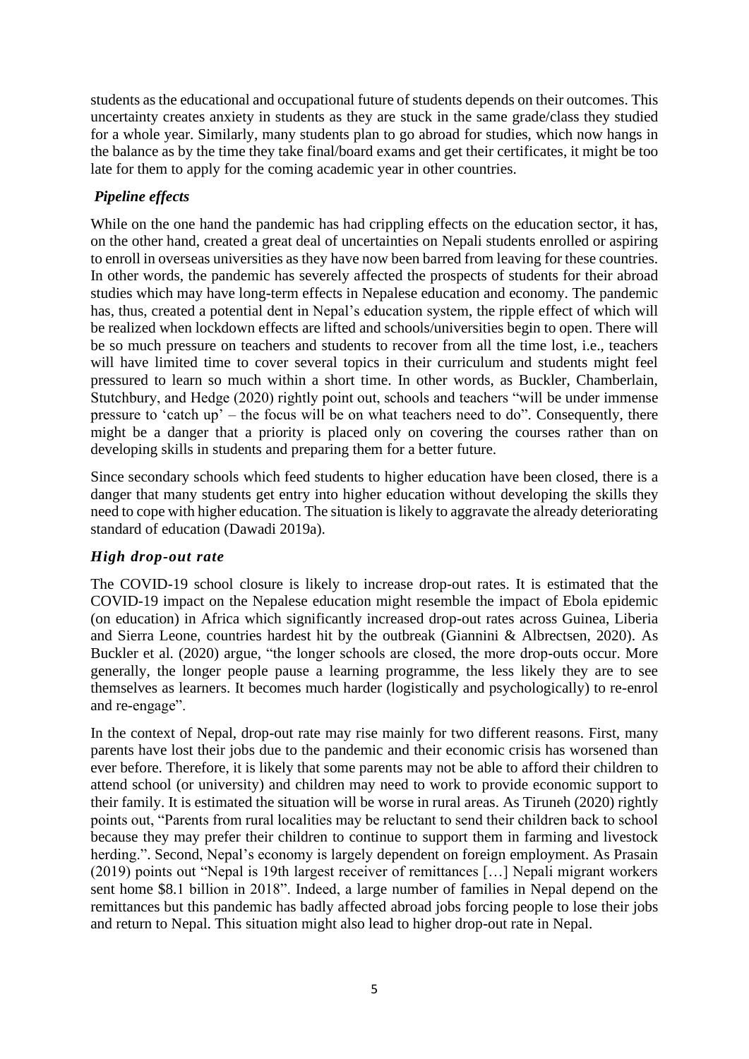students as the educational and occupational future of students depends on their outcomes. This uncertainty creates anxiety in students as they are stuck in the same grade/class they studied for a whole year. Similarly, many students plan to go abroad for studies, which now hangs in the balance as by the time they take final/board exams and get their certificates, it might be too late for them to apply for the coming academic year in other countries.

### *Pipeline effects*

While on the one hand the pandemic has had crippling effects on the education sector, it has, on the other hand, created a great deal of uncertainties on Nepali students enrolled or aspiring to enroll in overseas universities as they have now been barred from leaving for these countries. In other words, the pandemic has severely affected the prospects of students for their abroad studies which may have long-term effects in Nepalese education and economy. The pandemic has, thus, created a potential dent in Nepal's education system, the ripple effect of which will be realized when lockdown effects are lifted and schools/universities begin to open. There will be so much pressure on teachers and students to recover from all the time lost, i.e., teachers will have limited time to cover several topics in their curriculum and students might feel pressured to learn so much within a short time. In other words, as Buckler, Chamberlain, Stutchbury, and Hedge (2020) rightly point out, schools and teachers "will be under immense pressure to 'catch up' – the focus will be on what teachers need to do". Consequently, there might be a danger that a priority is placed only on covering the courses rather than on developing skills in students and preparing them for a better future.

Since secondary schools which feed students to higher education have been closed, there is a danger that many students get entry into higher education without developing the skills they need to cope with higher education. The situation is likely to aggravate the already deteriorating standard of education (Dawadi 2019a).

### *High drop-out rate*

The COVID-19 school closure is likely to increase drop-out rates. It is estimated that the COVID-19 impact on the Nepalese education might resemble the impact of Ebola epidemic (on education) in Africa which significantly increased drop-out rates across Guinea, Liberia and Sierra Leone, countries hardest hit by the outbreak (Giannini & Albrectsen, 2020). As Buckler et al. (2020) argue, "the longer schools are closed, the more drop-outs occur. More generally, the longer people pause a learning programme, the less likely they are to see themselves as learners. It becomes much harder (logistically and psychologically) to re-enrol and re-engage".

In the context of Nepal, drop-out rate may rise mainly for two different reasons. First, many parents have lost their jobs due to the pandemic and their economic crisis has worsened than ever before. Therefore, it is likely that some parents may not be able to afford their children to attend school (or university) and children may need to work to provide economic support to their family. It is estimated the situation will be worse in rural areas. As Tiruneh (2020) rightly points out, "Parents from rural localities may be reluctant to send their children back to school because they may prefer their children to continue to support them in farming and livestock herding.". Second, Nepal's economy is largely dependent on foreign employment. As Prasain (2019) points out "Nepal is 19th largest receiver of remittances […] Nepali migrant workers sent home $8.1 billion in 2018". Indeed, a large number of families in Nepal depend on the remittances but this pandemic has badly affected abroad jobs forcing people to lose their jobs and return to Nepal. This situation might also lead to higher drop-out rate in Nepal.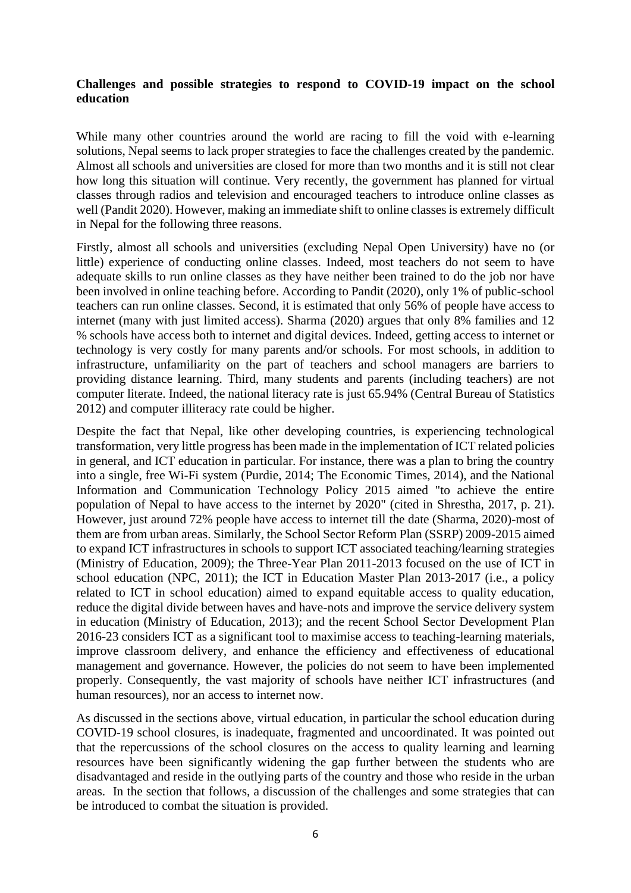**Challenges and possible strategies to respond to COVID-19 impact on the school education**

While many other countries around the world are racing to fill the void with e-learning solutions, Nepal seems to lack proper strategies to face the challenges created by the pandemic. Almost all schools and universities are closed for more than two months and it is still not clear how long this situation will continue. Very recently, the government has planned for virtual classes through radios and television and encouraged teachers to introduce online classes as well (Pandit 2020). However, making an immediate shift to online classes is extremely difficult in Nepal for the following three reasons.

Firstly, almost all schools and universities (excluding Nepal Open University) have no (or little) experience of conducting online classes. Indeed, most teachers do not seem to have adequate skills to run online classes as they have neither been trained to do the job nor have been involved in online teaching before. According to Pandit (2020), only 1% of public-school teachers can run online classes. Second, it is estimated that only 56% of people have access to internet (many with just limited access). Sharma (2020) argues that only 8% families and 12 % schools have access both to internet and digital devices. Indeed, getting access to internet or technology is very costly for many parents and/or schools. For most schools, in addition to infrastructure, unfamiliarity on the part of teachers and school managers are barriers to providing distance learning. Third, many students and parents (including teachers) are not computer literate. Indeed, the national literacy rate is just 65.94% (Central Bureau of Statistics 2012) and computer illiteracy rate could be higher.

Despite the fact that Nepal, like other developing countries, is experiencing technological transformation, very little progress has been made in the implementation of ICT related policies in general, and ICT education in particular. For instance, there was a plan to bring the country into a single, free Wi-Fi system (Purdie, 2014; The Economic Times, 2014), and the National Information and Communication Technology Policy 2015 aimed "to achieve the entire population of Nepal to have access to the internet by 2020" (cited in Shrestha, 2017, p. 21). However, just around 72% people have access to internet till the date (Sharma, 2020)-most of them are from urban areas. Similarly, the School Sector Reform Plan (SSRP) 2009-2015 aimed to expand ICT infrastructures in schools to support ICT associated teaching/learning strategies (Ministry of Education, 2009); the Three-Year Plan 2011-2013 focused on the use of ICT in school education (NPC, 2011); the ICT in Education Master Plan 2013-2017 (i.e., a policy related to ICT in school education) aimed to expand equitable access to quality education, reduce the digital divide between haves and have-nots and improve the service delivery system in education (Ministry of Education, 2013); and the recent School Sector Development Plan 2016-23 considers ICT as a significant tool to maximise access to teaching-learning materials, improve classroom delivery, and enhance the efficiency and effectiveness of educational management and governance. However, the policies do not seem to have been implemented properly. Consequently, the vast majority of schools have neither ICT infrastructures (and human resources), nor an access to internet now.

As discussed in the sections above, virtual education, in particular the school education during COVID-19 school closures, is inadequate, fragmented and uncoordinated. It was pointed out that the repercussions of the school closures on the access to quality learning and learning resources have been significantly widening the gap further between the students who are disadvantaged and reside in the outlying parts of the country and those who reside in the urban areas. In the section that follows, a discussion of the challenges and some strategies that can be introduced to combat the situation is provided.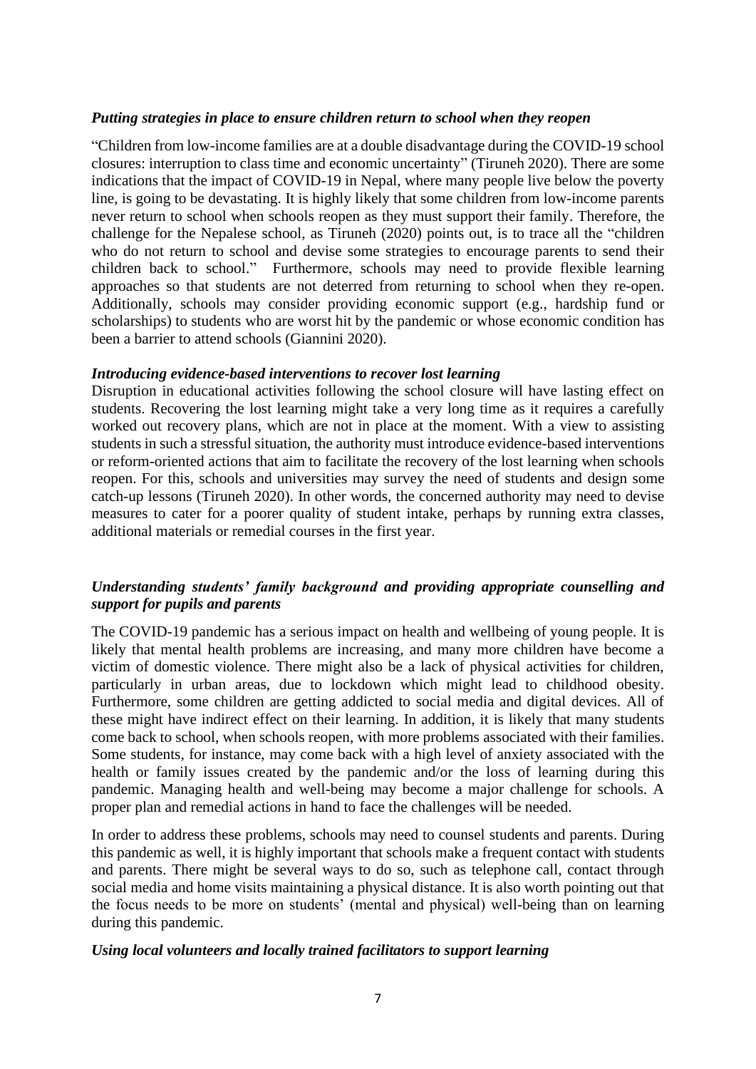***Putting strategies in place to ensure children return to school when they reopen***

"Children from low-income families are at a double disadvantage during the COVID-19 school closures: interruption to class time and economic uncertainty" (Tiruneh 2020). There are some indications that the impact of COVID-19 in Nepal, where many people live below the poverty line, is going to be devastating. It is highly likely that some children from low-income parents never return to school when schools reopen as they must support their family. Therefore, the challenge for the Nepalese school, as Tiruneh (2020) points out, is to trace all the "children who do not return to school and devise some strategies to encourage parents to send their children back to school." Furthermore, schools may need to provide flexible learning approaches so that students are not deterred from returning to school when they re-open. Additionally, schools may consider providing economic support (e.g., hardship fund or scholarships) to students who are worst hit by the pandemic or whose economic condition has been a barrier to attend schools (Giannini 2020).

***Introducing evidence-based interventions to recover lost learning***

Disruption in educational activities following the school closure will have lasting effect on students. Recovering the lost learning might take a very long time as it requires a carefully worked out recovery plans, which are not in place at the moment. With a view to assisting students in such a stressful situation, the authority must introduce evidence-based interventions or reform-oriented actions that aim to facilitate the recovery of the lost learning when schools reopen. For this, schools and universities may survey the need of students and design some catch-up lessons (Tiruneh 2020). In other words, the concerned authority may need to devise measures to cater for a poorer quality of student intake, perhaps by running extra classes, additional materials or remedial courses in the first year.

***Understanding students' family background and providing appropriate counselling and support for pupils and parents***

The COVID-19 pandemic has a serious impact on health and wellbeing of young people. It is likely that mental health problems are increasing, and many more children have become a victim of domestic violence. There might also be a lack of physical activities for children, particularly in urban areas, due to lockdown which might lead to childhood obesity. Furthermore, some children are getting addicted to social media and digital devices. All of these might have indirect effect on their learning. In addition, it is likely that many students come back to school, when schools reopen, with more problems associated with their families. Some students, for instance, may come back with a high level of anxiety associated with the health or family issues created by the pandemic and/or the loss of learning during this pandemic. Managing health and well-being may become a major challenge for schools. A proper plan and remedial actions in hand to face the challenges will be needed.

In order to address these problems, schools may need to counsel students and parents. During this pandemic as well, it is highly important that schools make a frequent contact with students and parents. There might be several ways to do so, such as telephone call, contact through social media and home visits maintaining a physical distance. It is also worth pointing out that the focus needs to be more on students' (mental and physical) well-being than on learning during this pandemic.

***Using local volunteers and locally trained facilitators to support learning***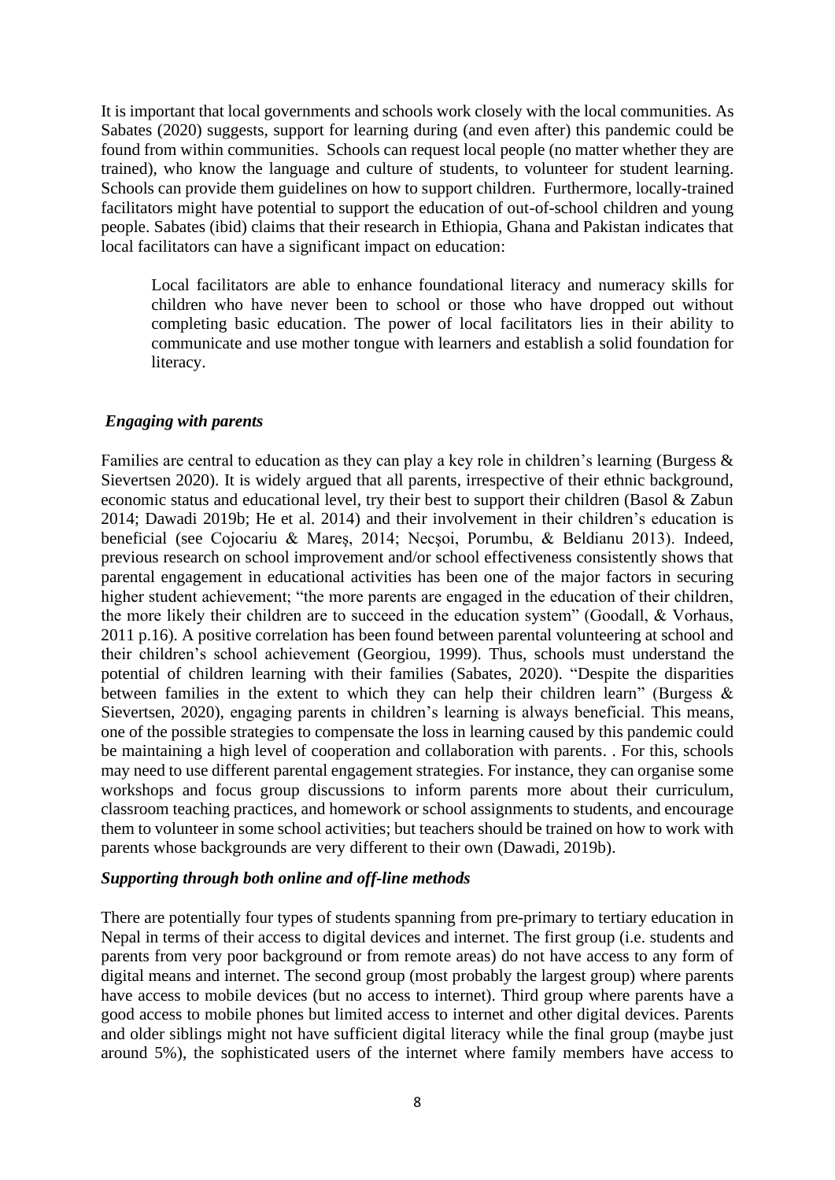It is important that local governments and schools work closely with the local communities. As Sabates (2020) suggests, support for learning during (and even after) this pandemic could be found from within communities. Schools can request local people (no matter whether they are trained), who know the language and culture of students, to volunteer for student learning. Schools can provide them guidelines on how to support children. Furthermore, locally-trained facilitators might have potential to support the education of out-of-school children and young people. Sabates (ibid) claims that their research in Ethiopia, Ghana and Pakistan indicates that local facilitators can have a significant impact on education:

> Local facilitators are able to enhance foundational literacy and numeracy skills for children who have never been to school or those who have dropped out without completing basic education. The power of local facilitators lies in their ability to communicate and use mother tongue with learners and establish a solid foundation for literacy.

### *Engaging with parents*

Families are central to education as they can play a key role in children's learning (Burgess & Sievertsen 2020). It is widely argued that all parents, irrespective of their ethnic background, economic status and educational level, try their best to support their children (Basol & Zabun 2014; Dawadi 2019b; He et al. 2014) and their involvement in their children's education is beneficial (see Cojocariu & Mareş, 2014; Necşoi, Porumbu, & Beldianu 2013). Indeed, previous research on school improvement and/or school effectiveness consistently shows that parental engagement in educational activities has been one of the major factors in securing higher student achievement; "the more parents are engaged in the education of their children, the more likely their children are to succeed in the education system" (Goodall, & Vorhaus, 2011 p.16). A positive correlation has been found between parental volunteering at school and their children's school achievement (Georgiou, 1999). Thus, schools must understand the potential of children learning with their families (Sabates, 2020). "Despite the disparities between families in the extent to which they can help their children learn" (Burgess & Sievertsen, 2020), engaging parents in children's learning is always beneficial. This means, one of the possible strategies to compensate the loss in learning caused by this pandemic could be maintaining a high level of cooperation and collaboration with parents. . For this, schools may need to use different parental engagement strategies. For instance, they can organise some workshops and focus group discussions to inform parents more about their curriculum, classroom teaching practices, and homework or school assignments to students, and encourage them to volunteer in some school activities; but teachers should be trained on how to work with parents whose backgrounds are very different to their own (Dawadi, 2019b).

### *Supporting through both online and off-line methods*

There are potentially four types of students spanning from pre-primary to tertiary education in Nepal in terms of their access to digital devices and internet. The first group (i.e. students and parents from very poor background or from remote areas) do not have access to any form of digital means and internet. The second group (most probably the largest group) where parents have access to mobile devices (but no access to internet). Third group where parents have a good access to mobile phones but limited access to internet and other digital devices. Parents and older siblings might not have sufficient digital literacy while the final group (maybe just around 5%), the sophisticated users of the internet where family members have access to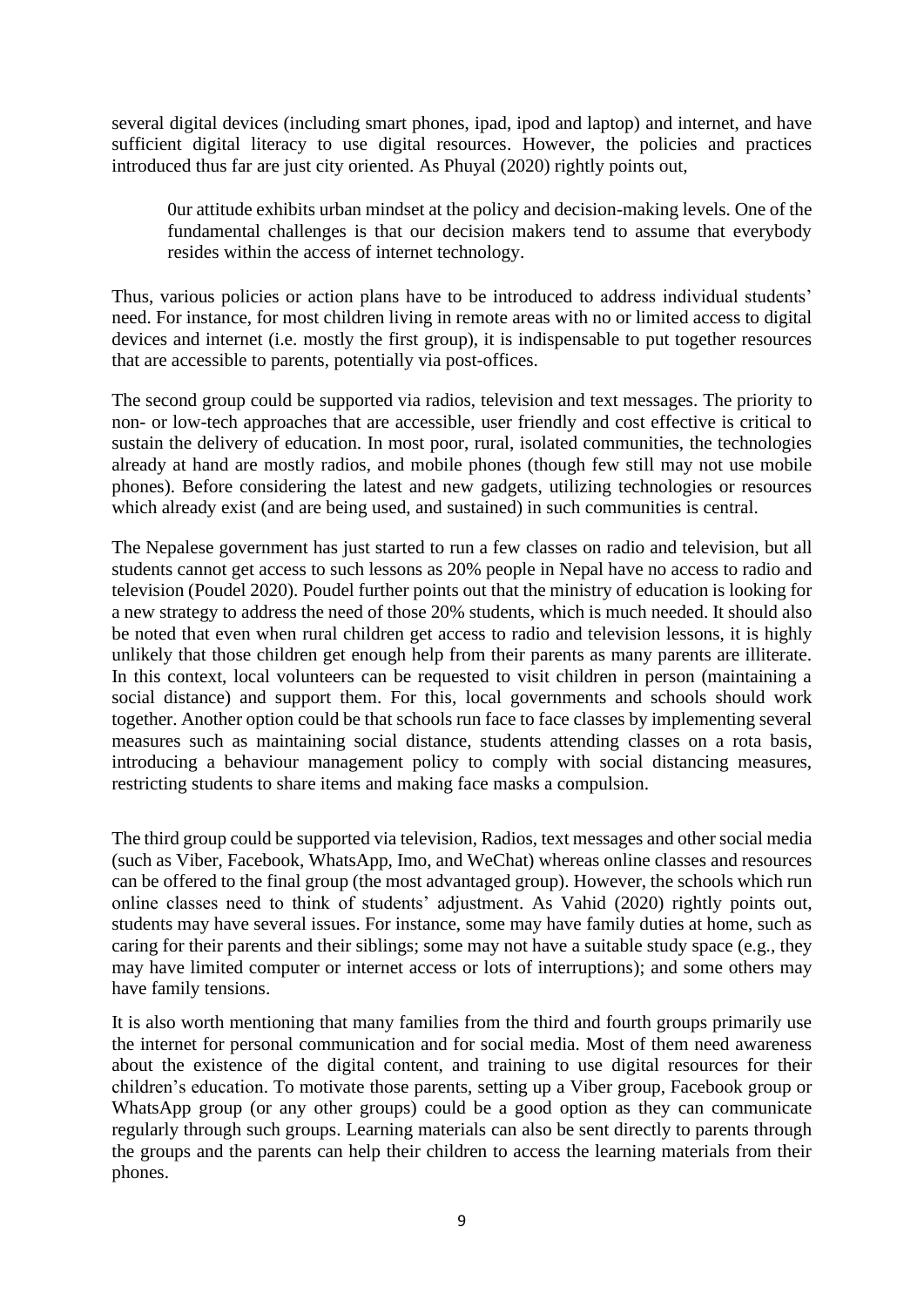several digital devices (including smart phones, ipad, ipod and laptop) and internet, and have sufficient digital literacy to use digital resources. However, the policies and practices introduced thus far are just city oriented. As Phuyal (2020) rightly points out,

> 0ur attitude exhibits urban mindset at the policy and decision-making levels. One of the fundamental challenges is that our decision makers tend to assume that everybody resides within the access of internet technology.

Thus, various policies or action plans have to be introduced to address individual students' need. For instance, for most children living in remote areas with no or limited access to digital devices and internet (i.e. mostly the first group), it is indispensable to put together resources that are accessible to parents, potentially via post-offices.

The second group could be supported via radios, television and text messages. The priority to non- or low-tech approaches that are accessible, user friendly and cost effective is critical to sustain the delivery of education. In most poor, rural, isolated communities, the technologies already at hand are mostly radios, and mobile phones (though few still may not use mobile phones). Before considering the latest and new gadgets, utilizing technologies or resources which already exist (and are being used, and sustained) in such communities is central.

The Nepalese government has just started to run a few classes on radio and television, but all students cannot get access to such lessons as 20% people in Nepal have no access to radio and television (Poudel 2020). Poudel further points out that the ministry of education is looking for a new strategy to address the need of those 20% students, which is much needed. It should also be noted that even when rural children get access to radio and television lessons, it is highly unlikely that those children get enough help from their parents as many parents are illiterate. In this context, local volunteers can be requested to visit children in person (maintaining a social distance) and support them. For this, local governments and schools should work together. Another option could be that schools run face to face classes by implementing several measures such as maintaining social distance, students attending classes on a rota basis, introducing a behaviour management policy to comply with social distancing measures, restricting students to share items and making face masks a compulsion.

The third group could be supported via television, Radios, text messages and other social media (such as Viber, Facebook, WhatsApp, Imo, and WeChat) whereas online classes and resources can be offered to the final group (the most advantaged group). However, the schools which run online classes need to think of students' adjustment. As Vahid (2020) rightly points out, students may have several issues. For instance, some may have family duties at home, such as caring for their parents and their siblings; some may not have a suitable study space (e.g., they may have limited computer or internet access or lots of interruptions); and some others may have family tensions.

It is also worth mentioning that many families from the third and fourth groups primarily use the internet for personal communication and for social media. Most of them need awareness about the existence of the digital content, and training to use digital resources for their children's education. To motivate those parents, setting up a Viber group, Facebook group or WhatsApp group (or any other groups) could be a good option as they can communicate regularly through such groups. Learning materials can also be sent directly to parents through the groups and the parents can help their children to access the learning materials from their phones.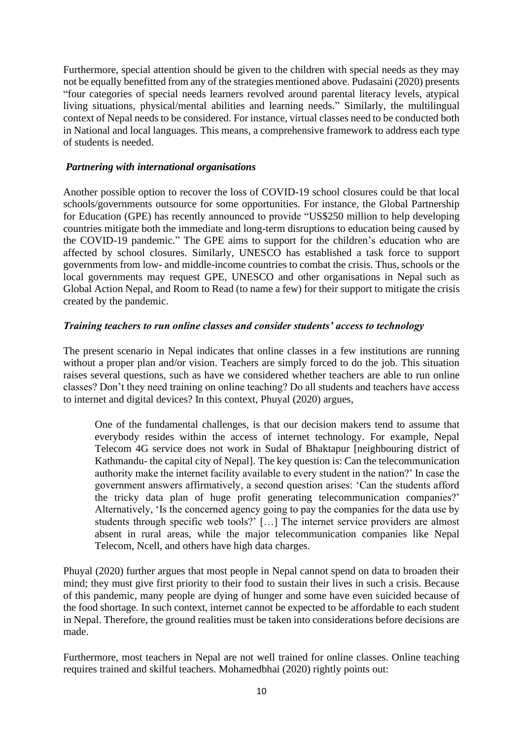Furthermore, special attention should be given to the children with special needs as they may not be equally benefitted from any of the strategies mentioned above. Pudasaini (2020) presents "four categories of special needs learners revolved around parental literacy levels, atypical living situations, physical/mental abilities and learning needs." Similarly, the multilingual context of Nepal needs to be considered. For instance, virtual classes need to be conducted both in National and local languages. This means, a comprehensive framework to address each type of students is needed.

### *Partnering with international organisations*

Another possible option to recover the loss of COVID-19 school closures could be that local schools/governments outsource for some opportunities. For instance, the Global Partnership for Education (GPE) has recently announced to provide "US$250 million to help developing countries mitigate both the immediate and long-term disruptions to education being caused by the COVID-19 pandemic." The GPE aims to support for the children's education who are affected by school closures. Similarly, UNESCO has established a task force to support governments from low- and middle-income countries to combat the crisis. Thus, schools or the local governments may request GPE, UNESCO and other organisations in Nepal such as Global Action Nepal, and Room to Read (to name a few) for their support to mitigate the crisis created by the pandemic.

### *Training teachers to run online classes and consider students' access to technology*

The present scenario in Nepal indicates that online classes in a few institutions are running without a proper plan and/or vision. Teachers are simply forced to do the job. This situation raises several questions, such as have we considered whether teachers are able to run online classes? Don't they need training on online teaching? Do all students and teachers have access to internet and digital devices? In this context, Phuyal (2020) argues,

> One of the fundamental challenges, is that our decision makers tend to assume that everybody resides within the access of internet technology. For example, Nepal Telecom 4G service does not work in Sudal of Bhaktapur [neighbouring district of Kathmandu- the capital city of Nepal]. The key question is: Can the telecommunication authority make the internet facility available to every student in the nation?' In case the government answers affirmatively, a second question arises: 'Can the students afford the tricky data plan of huge profit generating telecommunication companies?' Alternatively, 'Is the concerned agency going to pay the companies for the data use by students through specific web tools?' […] The internet service providers are almost absent in rural areas, while the major telecommunication companies like Nepal Telecom, Ncell, and others have high data charges.

Phuyal (2020) further argues that most people in Nepal cannot spend on data to broaden their mind; they must give first priority to their food to sustain their lives in such a crisis. Because of this pandemic, many people are dying of hunger and some have even suicided because of the food shortage. In such context, internet cannot be expected to be affordable to each student in Nepal. Therefore, the ground realities must be taken into considerations before decisions are made.

Furthermore, most teachers in Nepal are not well trained for online classes. Online teaching requires trained and skilful teachers. Mohamedbhai (2020) rightly points out: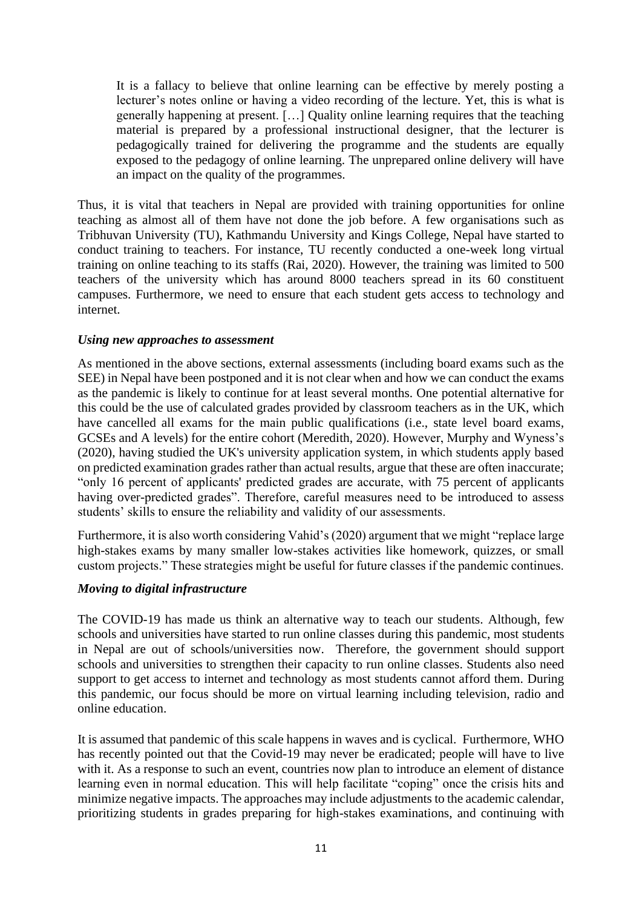> It is a fallacy to believe that online learning can be effective by merely posting a lecturer's notes online or having a video recording of the lecture. Yet, this is what is generally happening at present. […] Quality online learning requires that the teaching material is prepared by a professional instructional designer, that the lecturer is pedagogically trained for delivering the programme and the students are equally exposed to the pedagogy of online learning. The unprepared online delivery will have an impact on the quality of the programmes.

Thus, it is vital that teachers in Nepal are provided with training opportunities for online teaching as almost all of them have not done the job before. A few organisations such as Tribhuvan University (TU), Kathmandu University and Kings College, Nepal have started to conduct training to teachers. For instance, TU recently conducted a one-week long virtual training on online teaching to its staffs (Rai, 2020). However, the training was limited to 500 teachers of the university which has around 8000 teachers spread in its 60 constituent campuses. Furthermore, we need to ensure that each student gets access to technology and internet.

***Using new approaches to assessment***

As mentioned in the above sections, external assessments (including board exams such as the SEE) in Nepal have been postponed and it is not clear when and how we can conduct the exams as the pandemic is likely to continue for at least several months. One potential alternative for this could be the use of calculated grades provided by classroom teachers as in the UK, which have cancelled all exams for the main public qualifications (i.e., state level board exams, GCSEs and A levels) for the entire cohort (Meredith, 2020). However, Murphy and Wyness's (2020), having studied the UK's university application system, in which students apply based on predicted examination grades rather than actual results, argue that these are often inaccurate; "only 16 percent of applicants' predicted grades are accurate, with 75 percent of applicants having over-predicted grades". Therefore, careful measures need to be introduced to assess students' skills to ensure the reliability and validity of our assessments.

Furthermore, it is also worth considering Vahid's (2020) argument that we might "replace large high-stakes exams by many smaller low-stakes activities like homework, quizzes, or small custom projects." These strategies might be useful for future classes if the pandemic continues.

***Moving to digital infrastructure***

The COVID-19 has made us think an alternative way to teach our students. Although, few schools and universities have started to run online classes during this pandemic, most students in Nepal are out of schools/universities now. Therefore, the government should support schools and universities to strengthen their capacity to run online classes. Students also need support to get access to internet and technology as most students cannot afford them. During this pandemic, our focus should be more on virtual learning including television, radio and online education.

It is assumed that pandemic of this scale happens in waves and is cyclical. Furthermore, WHO has recently pointed out that the Covid-19 may never be eradicated; people will have to live with it. As a response to such an event, countries now plan to introduce an element of distance learning even in normal education. This will help facilitate "coping" once the crisis hits and minimize negative impacts. The approaches may include adjustments to the academic calendar, prioritizing students in grades preparing for high-stakes examinations, and continuing with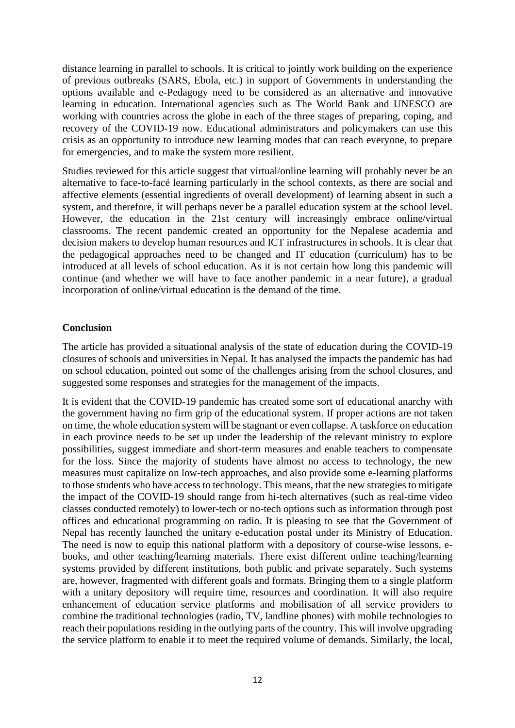distance learning in parallel to schools. It is critical to jointly work building on the experience of previous outbreaks (SARS, Ebola, etc.) in support of Governments in understanding the options available and e-Pedagogy need to be considered as an alternative and innovative learning in education. International agencies such as The World Bank and UNESCO are working with countries across the globe in each of the three stages of preparing, coping, and recovery of the COVID-19 now. Educational administrators and policymakers can use this crisis as an opportunity to introduce new learning modes that can reach everyone, to prepare for emergencies, and to make the system more resilient.

Studies reviewed for this article suggest that virtual/online learning will probably never be an alternative to face-to-facé learning particularly in the school contexts, as there are social and affective elements (essential ingredients of overall development) of learning absent in such a system, and therefore, it will perhaps never be a parallel education system at the school level. However, the education in the 21st century will increasingly embrace online/virtual classrooms. The recent pandemic created an opportunity for the Nepalese academia and decision makers to develop human resources and ICT infrastructures in schools. It is clear that the pedagogical approaches need to be changed and IT education (curriculum) has to be introduced at all levels of school education. As it is not certain how long this pandemic will continue (and whether we will have to face another pandemic in a near future), a gradual incorporation of online/virtual education is the demand of the time.

## Conclusion

The article has provided a situational analysis of the state of education during the COVID-19 closures of schools and universities in Nepal. It has analysed the impacts the pandemic has had on school education, pointed out some of the challenges arising from the school closures, and suggested some responses and strategies for the management of the impacts.

It is evident that the COVID-19 pandemic has created some sort of educational anarchy with the government having no firm grip of the educational system. If proper actions are not taken on time, the whole education system will be stagnant or even collapse. A taskforce on education in each province needs to be set up under the leadership of the relevant ministry to explore possibilities, suggest immediate and short-term measures and enable teachers to compensate for the loss. Since the majority of students have almost no access to technology, the new measures must capitalize on low-tech approaches, and also provide some e-learning platforms to those students who have access to technology. This means, that the new strategies to mitigate the impact of the COVID-19 should range from hi-tech alternatives (such as real-time video classes conducted remotely) to lower-tech or no-tech options such as information through post offices and educational programming on radio. It is pleasing to see that the Government of Nepal has recently launched the unitary e-education postal under its Ministry of Education. The need is now to equip this national platform with a depository of course-wise lessons, e-books, and other teaching/learning materials. There exist different online teaching/learning systems provided by different institutions, both public and private separately. Such systems are, however, fragmented with different goals and formats. Bringing them to a single platform with a unitary depository will require time, resources and coordination. It will also require enhancement of education service platforms and mobilisation of all service providers to combine the traditional technologies (radio, TV, landline phones) with mobile technologies to reach their populations residing in the outlying parts of the country. This will involve upgrading the service platform to enable it to meet the required volume of demands. Similarly, the local,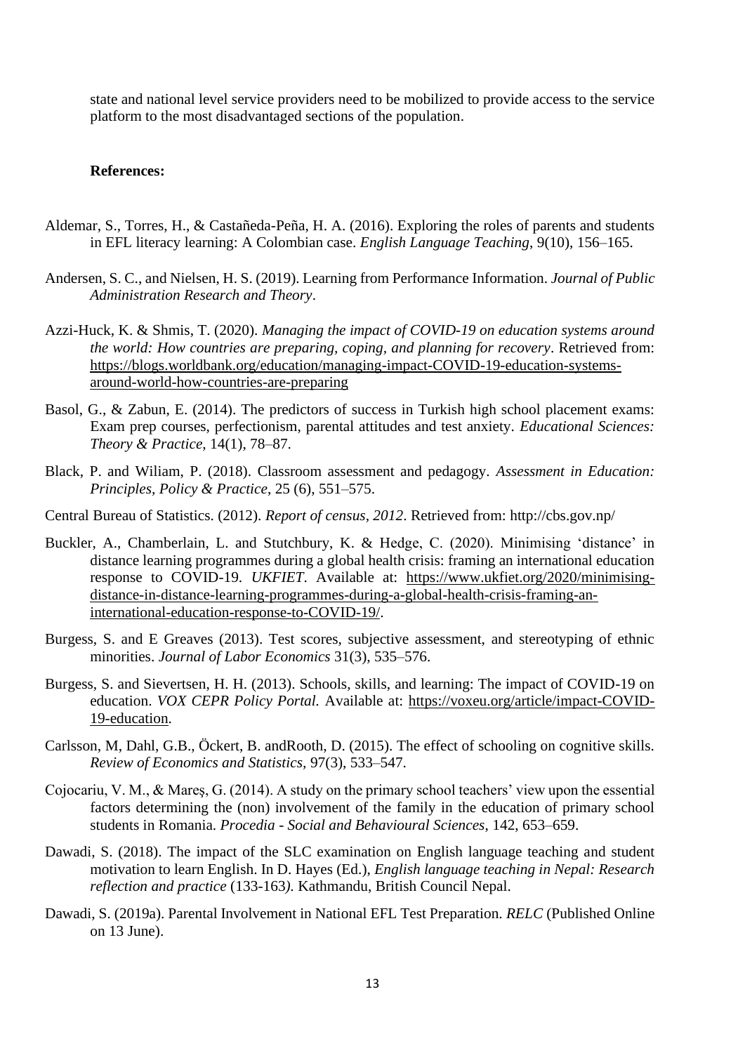state and national level service providers need to be mobilized to provide access to the service platform to the most disadvantaged sections of the population.

**References:**

Aldemar, S., Torres, H., & Castañeda-Peña, H. A. (2016). Exploring the roles of parents and students in EFL literacy learning: A Colombian case. *English Language Teaching*, 9(10), 156–165.

Andersen, S. C., and Nielsen, H. S. (2019). Learning from Performance Information. *Journal of Public Administration Research and Theory*.

Azzi-Huck, K. & Shmis, T. (2020). *Managing the impact of COVID-19 on education systems around the world: How countries are preparing, coping, and planning for recovery*. Retrieved from: https://blogs.worldbank.org/education/managing-impact-COVID-19-education-systems-around-world-how-countries-are-preparing

Basol, G., & Zabun, E. (2014). The predictors of success in Turkish high school placement exams: Exam prep courses, perfectionism, parental attitudes and test anxiety. *Educational Sciences: Theory & Practice*, 14(1), 78–87.

Black, P. and Wiliam, P. (2018). Classroom assessment and pedagogy. *Assessment in Education: Principles, Policy & Practice*, 25 (6), 551–575.

Central Bureau of Statistics. (2012). *Report of census, 2012*. Retrieved from: http://cbs.gov.np/

Buckler, A., Chamberlain, L. and Stutchbury, K. & Hedge, C. (2020). Minimising 'distance' in distance learning programmes during a global health crisis: framing an international education response to COVID-19. *UKFIET*. Available at: https://www.ukfiet.org/2020/minimising-distance-in-distance-learning-programmes-during-a-global-health-crisis-framing-an-international-education-response-to-COVID-19/.

Burgess, S. and E Greaves (2013). Test scores, subjective assessment, and stereotyping of ethnic minorities. *Journal of Labor Economics* 31(3), 535–576.

Burgess, S. and Sievertsen, H. H. (2013). Schools, skills, and learning: The impact of COVID-19 on education. *VOX CEPR Policy Portal.* Available at: https://voxeu.org/article/impact-COVID-19-education.

Carlsson, M, Dahl, G.B., Öckert, B. andRooth, D. (2015). The effect of schooling on cognitive skills. *Review of Economics and Statistics*, 97(3), 533–547.

Cojocariu, V. M., & Mareş, G. (2014). A study on the primary school teachers' view upon the essential factors determining the (non) involvement of the family in the education of primary school students in Romania. *Procedia - Social and Behavioural Sciences*, 142, 653–659.

Dawadi, S. (2018). The impact of the SLC examination on English language teaching and student motivation to learn English. In D. Hayes (Ed.), *English language teaching in Nepal: Research reflection and practice* (133-163*).* Kathmandu, British Council Nepal.

Dawadi, S. (2019a). Parental Involvement in National EFL Test Preparation. *RELC* (Published Online on 13 June).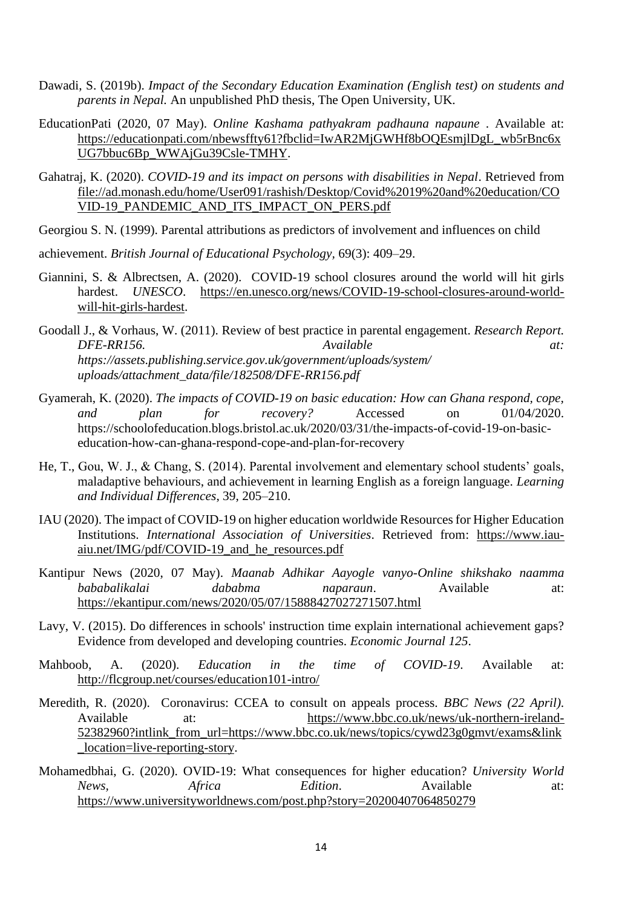Dawadi, S. (2019b). *Impact of the Secondary Education Examination (English test) on students and parents in Nepal.* An unpublished PhD thesis, The Open University, UK.

EducationPati (2020, 07 May). *Online Kashama pathyakram padhauna napaune* . Available at: https://educationpati.com/nbewsffty61?fbclid=IwAR2MjGWHf8bOQEsmjlDgL_wb5rBnc6xUG7bbuc6Bp_WWAjGu39Csle-TMHY.

Gahatraj, K. (2020). *COVID-19 and its impact on persons with disabilities in Nepal*. Retrieved from file://ad.monash.edu/home/User091/rashish/Desktop/Covid%2019%20and%20education/COVID-19_PANDEMIC_AND_ITS_IMPACT_ON_PERS.pdf

Georgiou S. N. (1999). Parental attributions as predictors of involvement and influences on child

achievement. *British Journal of Educational Psychology*, 69(3): 409–29.

Giannini, S. & Albrectsen, A. (2020). COVID-19 school closures around the world will hit girls hardest. *UNESCO*. https://en.unesco.org/news/COVID-19-school-closures-around-world-will-hit-girls-hardest.

Goodall J., & Vorhaus, W. (2011). Review of best practice in parental engagement. *Research Report. DFE-RR156. Available at: https://assets.publishing.service.gov.uk/government/uploads/system/uploads/attachment_data/file/182508/DFE-RR156.pdf*

Gyamerah, K. (2020). *The impacts of COVID-19 on basic education: How can Ghana respond, cope, and plan for recovery?* Accessed on 01/04/2020. https://schoolofeducation.blogs.bristol.ac.uk/2020/03/31/the-impacts-of-covid-19-on-basic-education-how-can-ghana-respond-cope-and-plan-for-recovery

He, T., Gou, W. J., & Chang, S. (2014). Parental involvement and elementary school students' goals, maladaptive behaviours, and achievement in learning English as a foreign language. *Learning and Individual Differences*, 39, 205–210.

IAU (2020). The impact of COVID-19 on higher education worldwide Resources for Higher Education Institutions. *International Association of Universities*. Retrieved from: https://www.iau-aiu.net/IMG/pdf/COVID-19_and_he_resources.pdf

Kantipur News (2020, 07 May). *Maanab Adhikar Aayogle vanyo-Online shikshako naamma bababalikalai dababma naparaun*. Available at: https://ekantipur.com/news/2020/05/07/15888427027271507.html

Lavy, V. (2015). Do differences in schools' instruction time explain international achievement gaps? Evidence from developed and developing countries. *Economic Journal 125*.

Mahboob, A. (2020). *Education in the time of COVID-19*. Available at: http://flcgroup.net/courses/education101-intro/

Meredith, R. (2020). Coronavirus: CCEA to consult on appeals process. *BBC News (22 April).* Available at: https://www.bbc.co.uk/news/uk-northern-ireland-52382960?intlink_from_url=https://www.bbc.co.uk/news/topics/cywd23g0gmvt/exams&link_location=live-reporting-story.

Mohamedbhai, G. (2020). OVID-19: What consequences for higher education? *University World News, Africa Edition*. Available at: https://www.universityworldnews.com/post.php?story=20200407064850279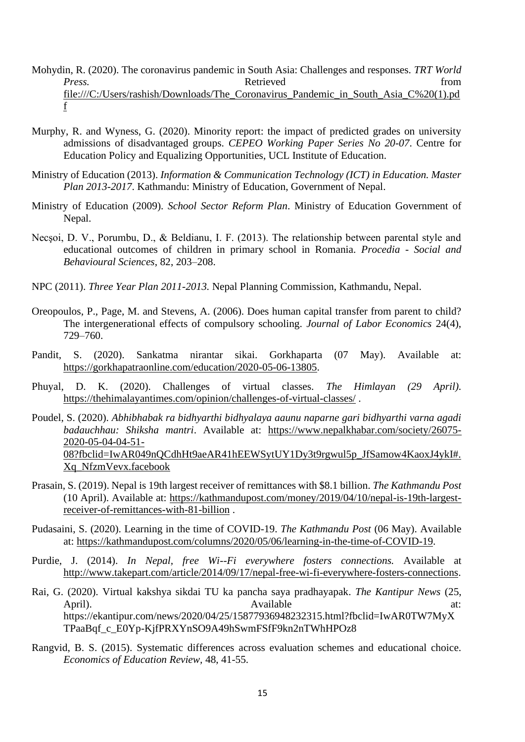Mohydin, R. (2020). The coronavirus pandemic in South Asia: Challenges and responses. *TRT World Press.* Retrieved from file:///C:/Users/rashish/Downloads/The_Coronavirus_Pandemic_in_South_Asia_C%20(1).pdf

Murphy, R. and Wyness, G. (2020). Minority report: the impact of predicted grades on university admissions of disadvantaged groups. *CEPEO Working Paper Series No 20-07*. Centre for Education Policy and Equalizing Opportunities, UCL Institute of Education.

Ministry of Education (2013). *Information & Communication Technology (ICT) in Education. Master Plan 2013-2017*. Kathmandu: Ministry of Education, Government of Nepal.

Ministry of Education (2009). *School Sector Reform Plan*. Ministry of Education Government of Nepal.

Necşoi, D. V., Porumbu, D., & Beldianu, I. F. (2013). The relationship between parental style and educational outcomes of children in primary school in Romania. *Procedia - Social and Behavioural Sciences*, 82, 203–208.

NPC (2011). *Three Year Plan 2011-2013.* Nepal Planning Commission, Kathmandu, Nepal.

Oreopoulos, P., Page, M. and Stevens, A. (2006). Does human capital transfer from parent to child? The intergenerational effects of compulsory schooling. *Journal of Labor Economics* 24(4), 729–760.

Pandit, S. (2020). Sankatma nirantar sikai. Gorkhaparta (07 May). Available at: https://gorkhapatraonline.com/education/2020-05-06-13805.

Phuyal, D. K. (2020). Challenges of virtual classes. *The Himlayan (29 April).* https://thehimalayantimes.com/opinion/challenges-of-virtual-classes/ .

Poudel, S. (2020). *Abhibhabak ra bidhyarthi bidhyalaya aaunu naparne gari bidhyarthi varna agadi badauchhau: Shiksha mantri*. Available at: https://www.nepalkhabar.com/society/26075-2020-05-04-04-51-08?fbclid=IwAR049nQCdhHt9aeAR41hEEWSytUY1Dy3t9rgwul5p_JfSamow4KaoxJ4ykI#.Xq_NfzmVevx.facebook

Prasain, S. (2019). Nepal is 19th largest receiver of remittances with $8.1 billion. *The Kathmandu Post* (10 April). Available at: https://kathmandupost.com/money/2019/04/10/nepal-is-19th-largest-receiver-of-remittances-with-81-billion .

Pudasaini, S. (2020). Learning in the time of COVID-19. *The Kathmandu Post* (06 May). Available at: https://kathmandupost.com/columns/2020/05/06/learning-in-the-time-of-COVID-19.

Purdie, J. (2014). *In Nepal, free Wi--Fi everywhere fosters connections.* Available at http://www.takepart.com/article/2014/09/17/nepal-free-wi-fi-everywhere-fosters-connections.

Rai, G. (2020). Virtual kakshya sikdai TU ka pancha saya pradhayapak. *The Kantipur News* (25, April). Available at: https://ekantipur.com/news/2020/04/25/158779369482323l5.html?fbclid=IwAR0TW7MyXTPaaBqf_c_E0Yp-KjfPRXYnSO9A49hSwmFSfF9kn2nTWhHPOz8

Rangvid, B. S. (2015). Systematic differences across evaluation schemes and educational choice. *Economics of Education Review,* 48, 41-55.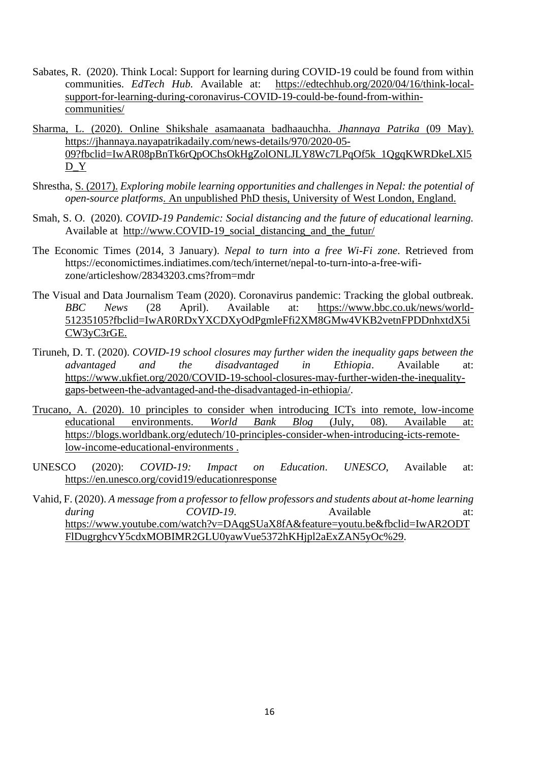Sabates, R. (2020). Think Local: Support for learning during COVID-19 could be found from within communities. *EdTech Hub.* Available at: https://edtechhub.org/2020/04/16/think-local-support-for-learning-during-coronavirus-COVID-19-could-be-found-from-within-communities/

Sharma, L. (2020). Online Shikshale asamaanata badhaauchha. *Jhannaya Patrika* (09 May). https://jhannaya.nayapatrikadaily.com/news-details/970/2020-05-09?fbclid=IwAR08pBnTk6rQpOChsOkHgZolONLJLY8Wc7LPqOf5k_1QgqKWRDkeLXl5D_Y

Shrestha, S. (2017). *Exploring mobile learning opportunities and challenges in Nepal: the potential of open-source platforms*. An unpublished PhD thesis, University of West London, England.

Smah, S. O. (2020). *COVID-19 Pandemic: Social distancing and the future of educational learning.* Available at http://www.COVID-19_social_distancing_and_the_futur/

The Economic Times (2014, 3 January). *Nepal to turn into a free Wi-Fi zone*. Retrieved from https://economictimes.indiatimes.com/tech/internet/nepal-to-turn-into-a-free-wifi-zone/articleshow/28343203.cms?from=mdr

The Visual and Data Journalism Team (2020). Coronavirus pandemic: Tracking the global outbreak. *BBC News* (28 April). Available at: https://www.bbc.co.uk/news/world-51235105?fbclid=IwAR0RDxYXCDXyOdPgmleFfi2XM8GMw4VKB2vetnFPDDnhxtdX5iCW3yC3rGE.

Tiruneh, D. T. (2020). *COVID-19 school closures may further widen the inequality gaps between the advantaged and the disadvantaged in Ethiopia*. Available at: https://www.ukfiet.org/2020/COVID-19-school-closures-may-further-widen-the-inequality-gaps-between-the-advantaged-and-the-disadvantaged-in-ethiopia/.

Trucano, A. (2020). 10 principles to consider when introducing ICTs into remote, low-income educational environments. *World Bank Blog* (July, 08). Available at: https://blogs.worldbank.org/edutech/10-principles-consider-when-introducing-icts-remote-low-income-educational-environments .

UNESCO (2020): *COVID-19: Impact on Education*. *UNESCO*, Available at: https://en.unesco.org/covid19/educationresponse

Vahid, F. (2020). *A message from a professor to fellow professors and students about at-home learning during COVID-19*. Available at: https://www.youtube.com/watch?v=DAqgSUaX8fA&feature=youtu.be&fbclid=IwAR2ODTFlDugrghcvY5cdxMOBIMR2GLU0yawVue5372hKHjpl2aExZAN5yOc%29.